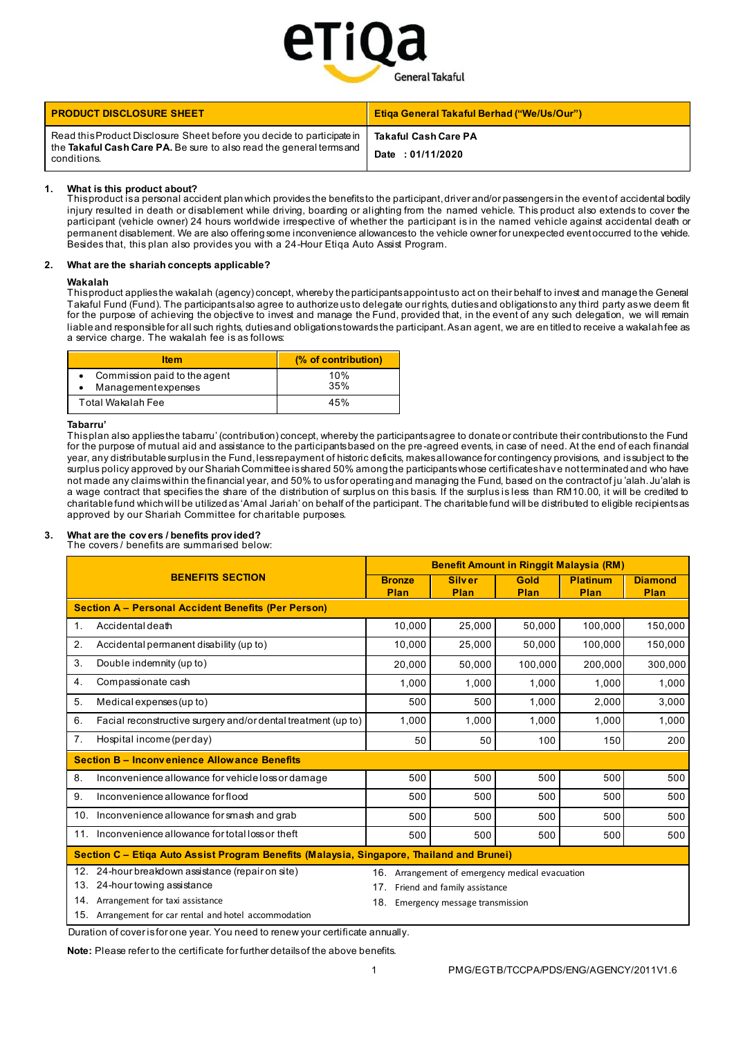| PRODUCT DISCLOSURE SHEET | Etiqa General Takaful Berhad ("We/Us/Our") |
|---|---|
| Read this Product Disclosure Sheet before you decide to participate in the **Takaful Cash Care PA.** Be sure to also read the general terms and conditions. | **Takaful Cash Care PA**<br>**Date : 01/11/2020** |

## 1. What is this product about?

This product is a personal accident plan which provides the benefits to the participant, driver and/or passengers in the event of accidental bodily injury resulted in death or disablement while driving, boarding or alighting from the named vehicle. This product also extends to cover the participant (vehicle owner) 24 hours worldwide irrespective of whether the participant is in the named vehicle against accidental death or permanent disablement. We are also offering some inconvenience allowances to the vehicle owner for unexpected event occurred to the vehicle. Besides that, this plan also provides you with a 24-Hour Etiqa Auto Assist Program.

## 2. What are the shariah concepts applicable?

**Wakalah**

This product applies the wakalah (agency) concept, whereby the participants appoint us to act on their behalf to invest and manage the General Takaful Fund (Fund). The participants also agree to authorize us to delegate our rights, duties and obligations to any third party as we deem fit for the purpose of achieving the objective to invest and manage the Fund, provided that, in the event of any such delegation, we will remain liable and responsible for all such rights, duties and obligations towards the participant. As an agent, we are entitled to receive a wakalah fee as a service charge. The wakalah fee is as follows:

| Item | (% of contribution) |
|---|---|
| • Commission paid to the agent<br>• Management expenses | 10%<br>35% |
| Total Wakalah Fee | 45% |

**Tabarru'**

This plan also applies the tabarru' (contribution) concept, whereby the participants agree to donate or contribute their contributions to the Fund for the purpose of mutual aid and assistance to the participants based on the pre-agreed events, in case of need. At the end of each financial year, any distributable surplus in the Fund, less repayment of historic deficits, makes allowance for contingency provisions, and is subject to the surplus policy approved by our Shariah Committee is shared 50% among the participants whose certificates have not terminated and who have not made any claims within the financial year, and 50% to us for operating and managing the Fund, based on the contract of ju'alah. Ju'alah is a wage contract that specifies the share of the distribution of surplus on this basis. If the surplus is less than RM10.00, it will be credited to charitable fund which will be utilized as 'Amal Jariah' on behalf of the participant. The charitable fund will be distributed to eligible recipients as approved by our Shariah Committee for charitable purposes.

## 3. What are the covers / benefits provided?

The covers / benefits are summarised below:

| BENEFITS SECTION | Benefit Amount in Ringgit Malaysia (RM) | | | | |
|---|---|---|---|---|---|
| | **Bronze Plan** | **Silver Plan** | **Gold Plan** | **Platinum Plan** | **Diamond Plan** |
| **Section A – Personal Accident Benefits (Per Person)** | | | | | |
| 1. Accidental death | 10,000 | 25,000 | 50,000 | 100,000 | 150,000 |
| 2. Accidental permanent disability (up to) | 10,000 | 25,000 | 50,000 | 100,000 | 150,000 |
| 3. Double indemnity (up to) | 20,000 | 50,000 | 100,000 | 200,000 | 300,000 |
| 4. Compassionate cash | 1,000 | 1,000 | 1,000 | 1,000 | 1,000 |
| 5. Medical expenses (up to) | 500 | 500 | 1,000 | 2,000 | 3,000 |
| 6. Facial reconstructive surgery and/or dental treatment (up to) | 1,000 | 1,000 | 1,000 | 1,000 | 1,000 |
| 7. Hospital income (per day) | 50 | 50 | 100 | 150 | 200 |
| **Section B – Inconvenience Allowance Benefits** | | | | | |
| 8. Inconvenience allowance for vehicle loss or damage | 500 | 500 | 500 | 500 | 500 |
| 9. Inconvenience allowance for flood | 500 | 500 | 500 | 500 | 500 |
| 10. Inconvenience allowance for smash and grab | 500 | 500 | 500 | 500 | 500 |
| 11. Inconvenience allowance for total loss or theft | 500 | 500 | 500 | 500 | 500 |
| **Section C – Etiqa Auto Assist Program Benefits (Malaysia, Singapore, Thailand and Brunei)** | | | | | |
| 12. 24-hour breakdown assistance (repair on site)<br>13. 24-hour towing assistance<br>14. Arrangement for taxi assistance<br>15. Arrangement for car rental and hotel accommodation | 16. Arrangement of emergency medical evacuation<br>17. Friend and family assistance<br>18. Emergency message transmission | | | | |

Duration of cover is for one year. You need to renew your certificate annually.

**Note:** Please refer to the certificate for further details of the above benefits.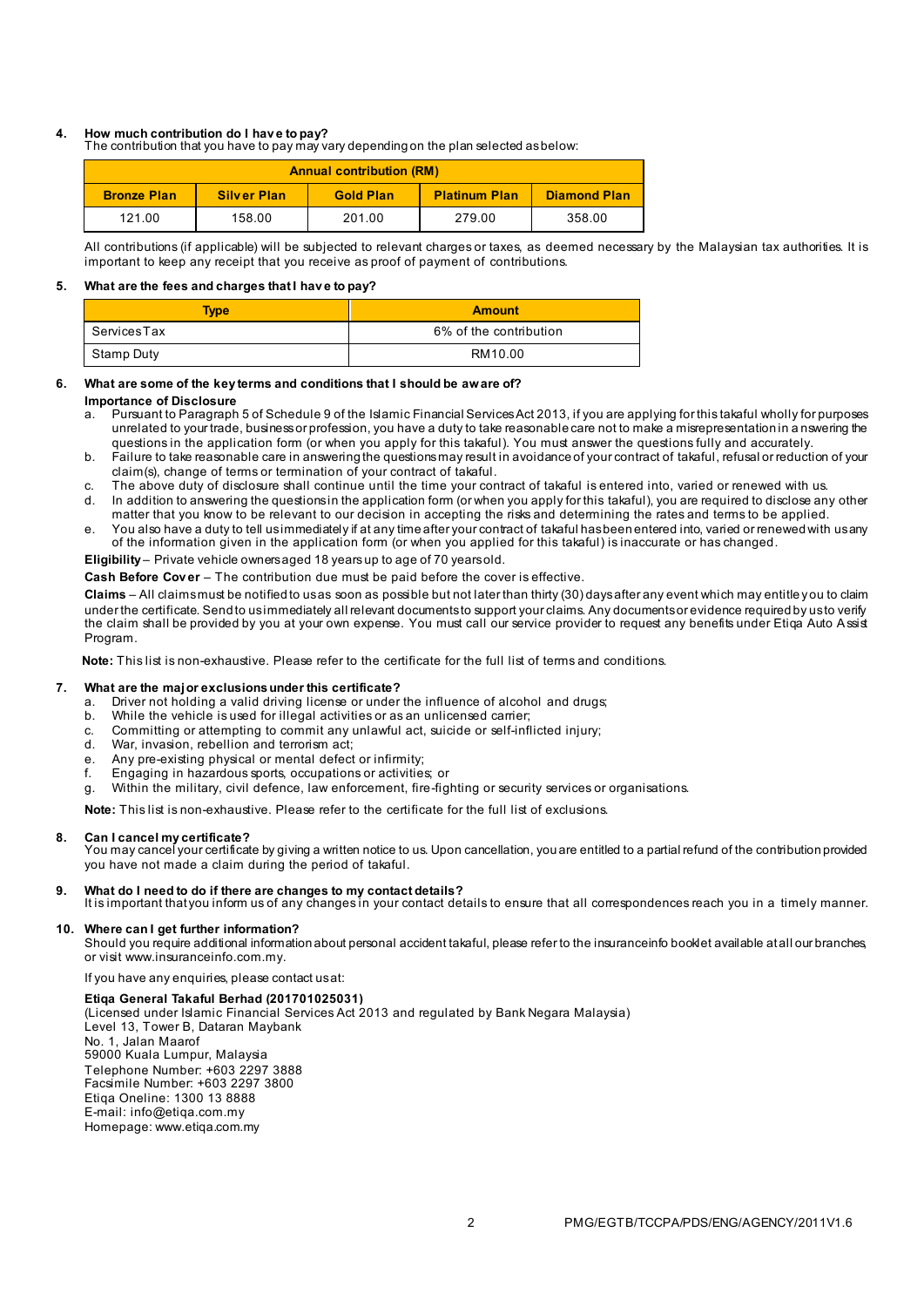**4. How much contribution do I have to pay?**

The contribution that you have to pay may vary depending on the plan selected as below:

| Annual contribution (RM) | | | | |
|---|---|---|---|---|
| **Bronze Plan** | **Silver Plan** | **Gold Plan** | **Platinum Plan** | **Diamond Plan** |
| 121.00 | 158.00 | 201.00 | 279.00 | 358.00 |

All contributions (if applicable) will be subjected to relevant charges or taxes, as deemed necessary by the Malaysian tax authorities. It is important to keep any receipt that you receive as proof of payment of contributions.

**5. What are the fees and charges that I have to pay?**

| Type | Amount |
|---|---|
| Services Tax | 6% of the contribution |
| Stamp Duty | RM10.00 |

**6. What are some of the key terms and conditions that I should be aware of?**

**Importance of Disclosure**

a. Pursuant to Paragraph 5 of Schedule 9 of the Islamic Financial Services Act 2013, if you are applying for this takaful wholly for purposes unrelated to your trade, business or profession, you have a duty to take reasonable care not to make a misrepresentation in answering the questions in the application form (or when you apply for this takaful). You must answer the questions fully and accurately.
b. Failure to take reasonable care in answering the questions may result in avoidance of your contract of takaful, refusal or reduction of your claim(s), change of terms or termination of your contract of takaful.
c. The above duty of disclosure shall continue until the time your contract of takaful is entered into, varied or renewed with us.
d. In addition to answering the questions in the application form (or when you apply for this takaful), you are required to disclose any other matter that you know to be relevant to our decision in accepting the risks and determining the rates and terms to be applied.
e. You also have a duty to tell us immediately if at any time after your contract of takaful has been entered into, varied or renewed with us any of the information given in the application form (or when you applied for this takaful) is inaccurate or has changed.

**Eligibility** – Private vehicle owners aged 18 years up to age of 70 years old.

**Cash Before Cover** – The contribution due must be paid before the cover is effective.

**Claims** – All claims must be notified to us as soon as possible but not later than thirty (30) days after any event which may entitle you to claim under the certificate. Send to us immediately all relevant documents to support your claims. Any documents or evidence required by us to verify the claim shall be provided by you at your own expense. You must call our service provider to request any benefits under Etiqa Auto Assist Program.

**Note:** This list is non-exhaustive. Please refer to the certificate for the full list of terms and conditions.

**7. What are the major exclusions under this certificate?**

a. Driver not holding a valid driving license or under the influence of alcohol and drugs;
b. While the vehicle is used for illegal activities or as an unlicensed carrier;
c. Committing or attempting to commit any unlawful act, suicide or self-inflicted injury;
d. War, invasion, rebellion and terrorism act;
e. Any pre-existing physical or mental defect or infirmity;
f. Engaging in hazardous sports, occupations or activities; or
g. Within the military, civil defence, law enforcement, fire-fighting or security services or organisations.

**Note:** This list is non-exhaustive. Please refer to the certificate for the full list of exclusions.

**8. Can I cancel my certificate?**

You may cancel your certificate by giving a written notice to us. Upon cancellation, you are entitled to a partial refund of the contribution provided you have not made a claim during the period of takaful.

**9. What do I need to do if there are changes to my contact details?**

It is important that you inform us of any changes in your contact details to ensure that all correspondences reach you in a timely manner.

**10. Where can I get further information?**

Should you require additional information about personal accident takaful, please refer to the insuranceinfo booklet available at all our branches, or visit www.insuranceinfo.com.my.

If you have any enquiries, please contact us at:

**Etiqa General Takaful Berhad (201701025031)**
(Licensed under Islamic Financial Services Act 2013 and regulated by Bank Negara Malaysia)
Level 13, Tower B, Dataran Maybank
No. 1, Jalan Maarof
59000 Kuala Lumpur, Malaysia
Telephone Number: +603 2297 3888
Facsimile Number: +603 2297 3800
Etiqa Oneline: 1300 13 8888
E-mail: info@etiqa.com.my
Homepage: www.etiqa.com.my

PMG/EGTB/TCCPA/PDS/ENG/AGENCY/2011V1.6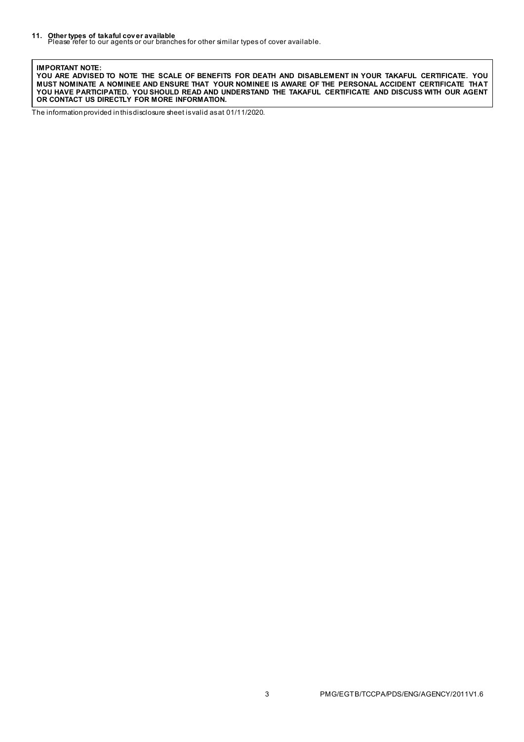**11. Other types of takaful cover available**

Please refer to our agents or our branches for other similar types of cover available.

**IMPORTANT NOTE:**
**YOU ARE ADVISED TO NOTE THE SCALE OF BENEFITS FOR DEATH AND DISABLEMENT IN YOUR TAKAFUL CERTIFICATE. YOU MUST NOMINATE A NOMINEE AND ENSURE THAT YOUR NOMINEE IS AWARE OF THE PERSONAL ACCIDENT CERTIFICATE THAT YOU HAVE PARTICIPATED. YOU SHOULD READ AND UNDERSTAND THE TAKAFUL CERTIFICATE AND DISCUSS WITH OUR AGENT OR CONTACT US DIRECTLY FOR MORE INFORMATION.**

The information provided in this disclosure sheet is valid as at 01/11/2020.

PMG/EGTB/TCCPA/PDS/ENG/AGENCY/2011V1.6